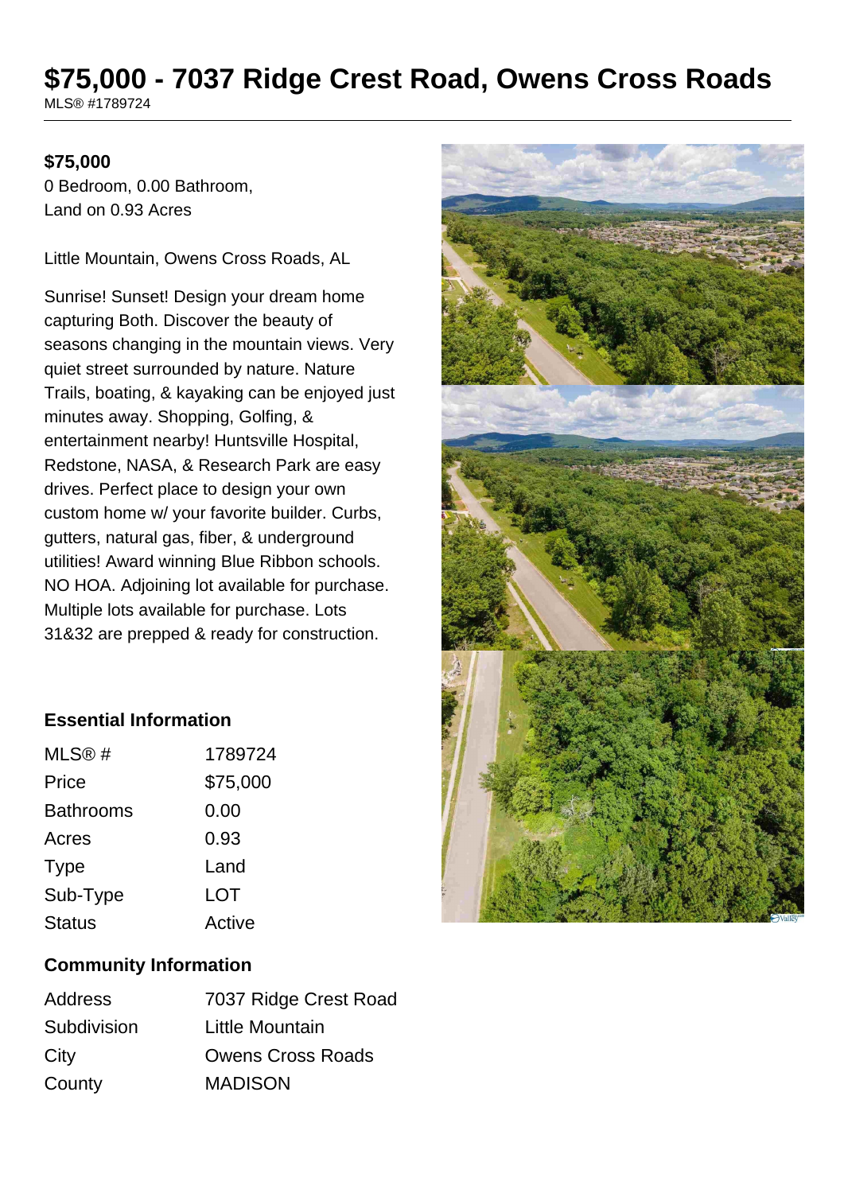# $75,000 - 7037 Ridge Crest Road, Owens Cross Roads

MLS® #1789724

**$75,000**

0 Bedroom, 0.00 Bathroom,
Land on 0.93 Acres

Little Mountain, Owens Cross Roads, AL

Sunrise! Sunset! Design your dream home capturing Both. Discover the beauty of seasons changing in the mountain views. Very quiet street surrounded by nature. Nature Trails, boating, & kayaking can be enjoyed just minutes away. Shopping, Golfing, & entertainment nearby! Huntsville Hospital, Redstone, NASA, & Research Park are easy drives. Perfect place to design your own custom home w/ your favorite builder. Curbs, gutters, natural gas, fiber, & underground utilities! Award winning Blue Ribbon schools. NO HOA. Adjoining lot available for purchase. Multiple lots available for purchase. Lots 31&32 are prepped & ready for construction.

### Essential Information

| | |
|---|---|
| MLS® # | 1789724 |
| Price | $75,000 |
| Bathrooms | 0.00 |
| Acres | 0.93 |
| Type | Land |
| Sub-Type | LOT |
| Status | Active |

### Community Information

| | |
|---|---|
| Address | 7037 Ridge Crest Road |
| Subdivision | Little Mountain |
| City | Owens Cross Roads |
| County | MADISON |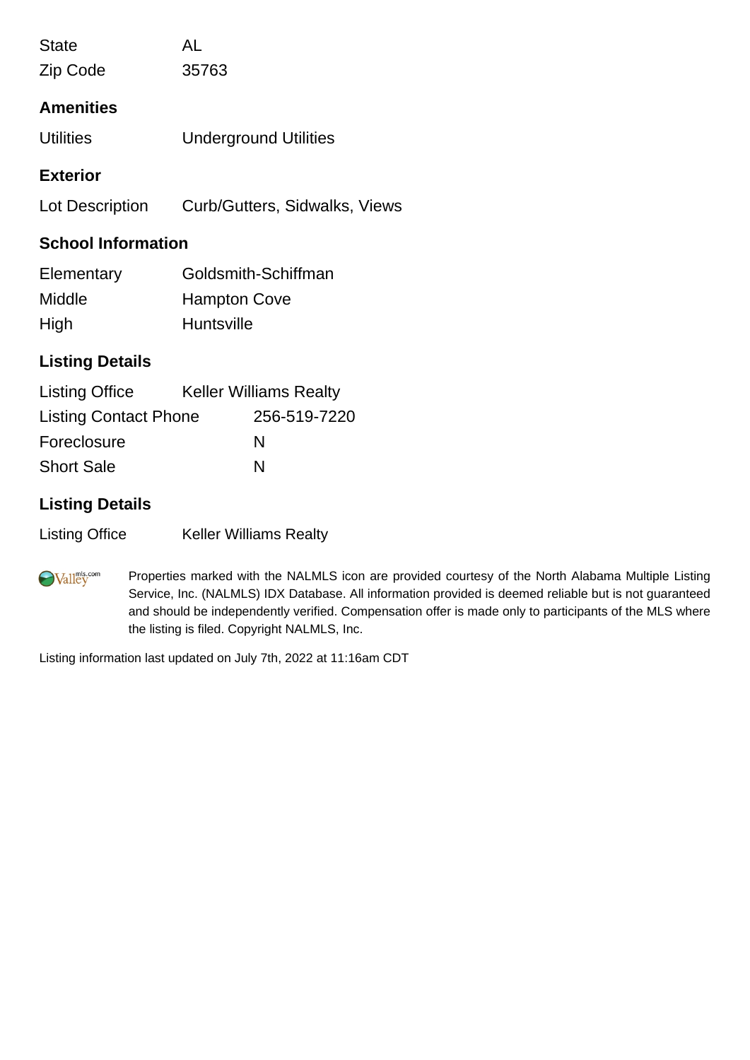| | |
|---|---|
| State | AL |
| Zip Code | 35763 |

### Amenities

| | |
|---|---|
| Utilities | Underground Utilities |

### Exterior

| | |
|---|---|
| Lot Description | Curb/Gutters, Sidwalks, Views |

### School Information

| | |
|---|---|
| Elementary | Goldsmith-Schiffman |
| Middle | Hampton Cove |
| High | Huntsville |

### Listing Details

| | |
|---|---|
| Listing Office | Keller Williams Realty |
| Listing Contact Phone | 256-519-7220 |
| Foreclosure | N |
| Short Sale | N |

### Listing Details

| | |
|---|---|
| Listing Office | Keller Williams Realty |

Valleymls.com

Properties marked with the NALMLS icon are provided courtesy of the North Alabama Multiple Listing Service, Inc. (NALMLS) IDX Database. All information provided is deemed reliable but is not guaranteed and should be independently verified. Compensation offer is made only to participants of the MLS where the listing is filed. Copyright NALMLS, Inc.

Listing information last updated on July 7th, 2022 at 11:16am CDT